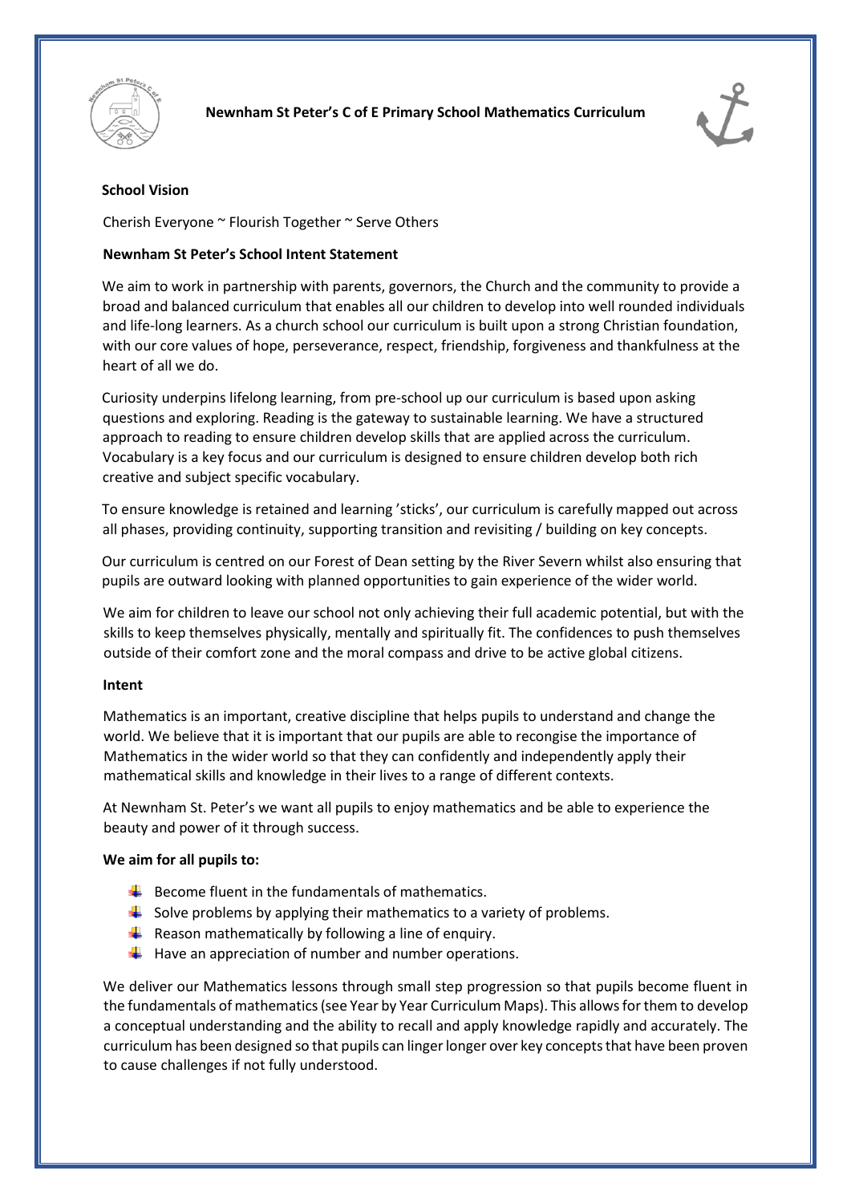# Newnham St Peter's C of E Primary School Mathematics Curriculum

## School Vision

Cherish Everyone ~ Flourish Together ~ Serve Others

## Newnham St Peter's School Intent Statement

We aim to work in partnership with parents, governors, the Church and the community to provide a broad and balanced curriculum that enables all our children to develop into well rounded individuals and life-long learners. As a church school our curriculum is built upon a strong Christian foundation, with our core values of hope, perseverance, respect, friendship, forgiveness and thankfulness at the heart of all we do.

Curiosity underpins lifelong learning, from pre-school up our curriculum is based upon asking questions and exploring. Reading is the gateway to sustainable learning. We have a structured approach to reading to ensure children develop skills that are applied across the curriculum. Vocabulary is a key focus and our curriculum is designed to ensure children develop both rich creative and subject specific vocabulary.

To ensure knowledge is retained and learning 'sticks', our curriculum is carefully mapped out across all phases, providing continuity, supporting transition and revisiting / building on key concepts.

Our curriculum is centred on our Forest of Dean setting by the River Severn whilst also ensuring that pupils are outward looking with planned opportunities to gain experience of the wider world.

We aim for children to leave our school not only achieving their full academic potential, but with the skills to keep themselves physically, mentally and spiritually fit. The confidences to push themselves outside of their comfort zone and the moral compass and drive to be active global citizens.

## Intent

Mathematics is an important, creative discipline that helps pupils to understand and change the world. We believe that it is important that our pupils are able to recongise the importance of Mathematics in the wider world so that they can confidently and independently apply their mathematical skills and knowledge in their lives to a range of different contexts.

At Newnham St. Peter's we want all pupils to enjoy mathematics and be able to experience the beauty and power of it through success.

**We aim for all pupils to:**

- Become fluent in the fundamentals of mathematics.
- Solve problems by applying their mathematics to a variety of problems.
- Reason mathematically by following a line of enquiry.
- Have an appreciation of number and number operations.

We deliver our Mathematics lessons through small step progression so that pupils become fluent in the fundamentals of mathematics (see Year by Year Curriculum Maps). This allows for them to develop a conceptual understanding and the ability to recall and apply knowledge rapidly and accurately. The curriculum has been designed so that pupils can linger longer over key concepts that have been proven to cause challenges if not fully understood.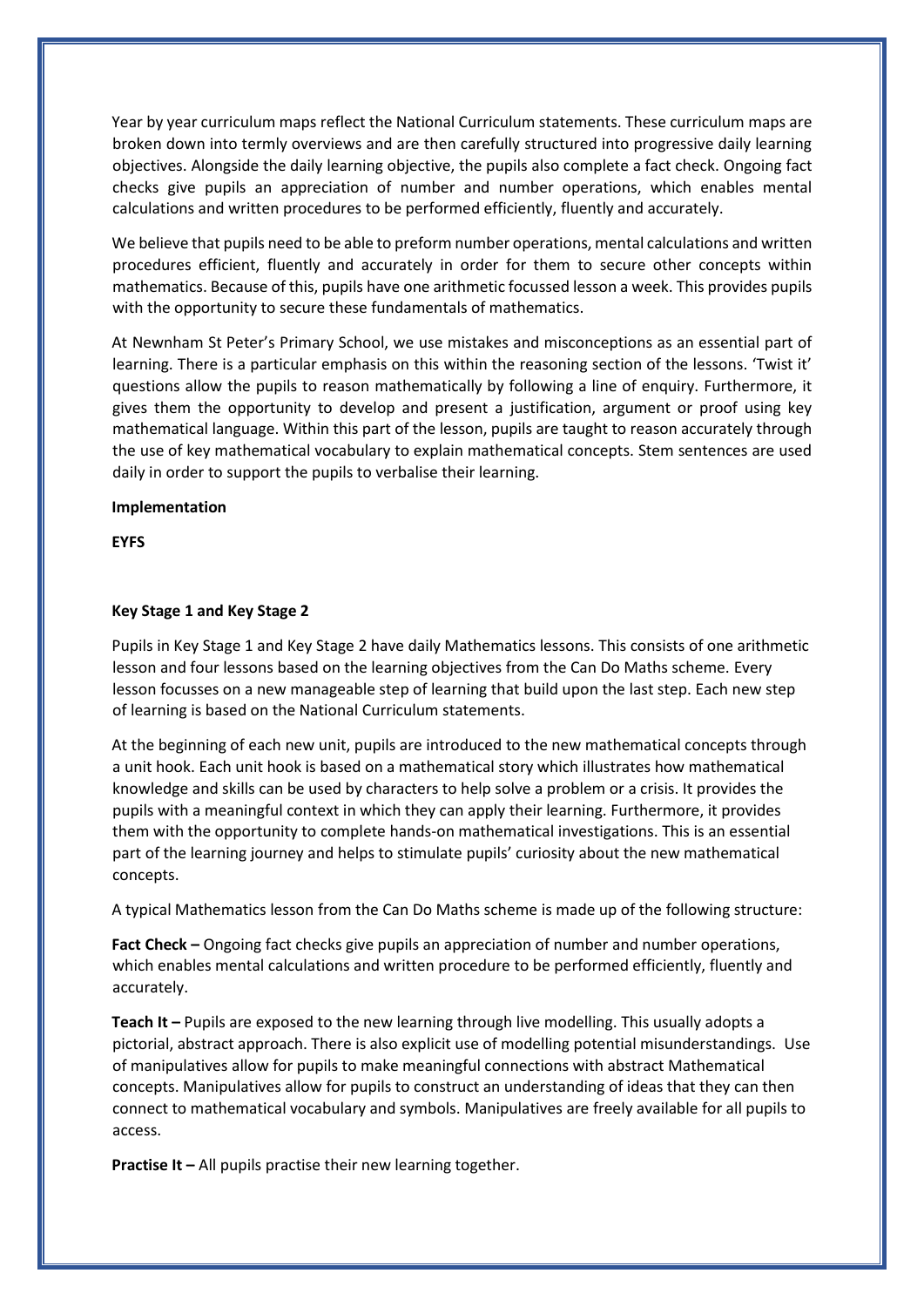Year by year curriculum maps reflect the National Curriculum statements. These curriculum maps are broken down into termly overviews and are then carefully structured into progressive daily learning objectives. Alongside the daily learning objective, the pupils also complete a fact check. Ongoing fact checks give pupils an appreciation of number and number operations, which enables mental calculations and written procedures to be performed efficiently, fluently and accurately.

We believe that pupils need to be able to preform number operations, mental calculations and written procedures efficient, fluently and accurately in order for them to secure other concepts within mathematics. Because of this, pupils have one arithmetic focussed lesson a week. This provides pupils with the opportunity to secure these fundamentals of mathematics.

At Newnham St Peter's Primary School, we use mistakes and misconceptions as an essential part of learning. There is a particular emphasis on this within the reasoning section of the lessons. 'Twist it' questions allow the pupils to reason mathematically by following a line of enquiry. Furthermore, it gives them the opportunity to develop and present a justification, argument or proof using key mathematical language. Within this part of the lesson, pupils are taught to reason accurately through the use of key mathematical vocabulary to explain mathematical concepts. Stem sentences are used daily in order to support the pupils to verbalise their learning.

**Implementation**

**EYFS**

**Key Stage 1 and Key Stage 2**

Pupils in Key Stage 1 and Key Stage 2 have daily Mathematics lessons. This consists of one arithmetic lesson and four lessons based on the learning objectives from the Can Do Maths scheme. Every lesson focusses on a new manageable step of learning that build upon the last step. Each new step of learning is based on the National Curriculum statements.

At the beginning of each new unit, pupils are introduced to the new mathematical concepts through a unit hook. Each unit hook is based on a mathematical story which illustrates how mathematical knowledge and skills can be used by characters to help solve a problem or a crisis. It provides the pupils with a meaningful context in which they can apply their learning. Furthermore, it provides them with the opportunity to complete hands-on mathematical investigations. This is an essential part of the learning journey and helps to stimulate pupils' curiosity about the new mathematical concepts.

A typical Mathematics lesson from the Can Do Maths scheme is made up of the following structure:

**Fact Check –** Ongoing fact checks give pupils an appreciation of number and number operations, which enables mental calculations and written procedure to be performed efficiently, fluently and accurately.

**Teach It –** Pupils are exposed to the new learning through live modelling. This usually adopts a pictorial, abstract approach. There is also explicit use of modelling potential misunderstandings. Use of manipulatives allow for pupils to make meaningful connections with abstract Mathematical concepts. Manipulatives allow for pupils to construct an understanding of ideas that they can then connect to mathematical vocabulary and symbols. Manipulatives are freely available for all pupils to access.

**Practise It –** All pupils practise their new learning together.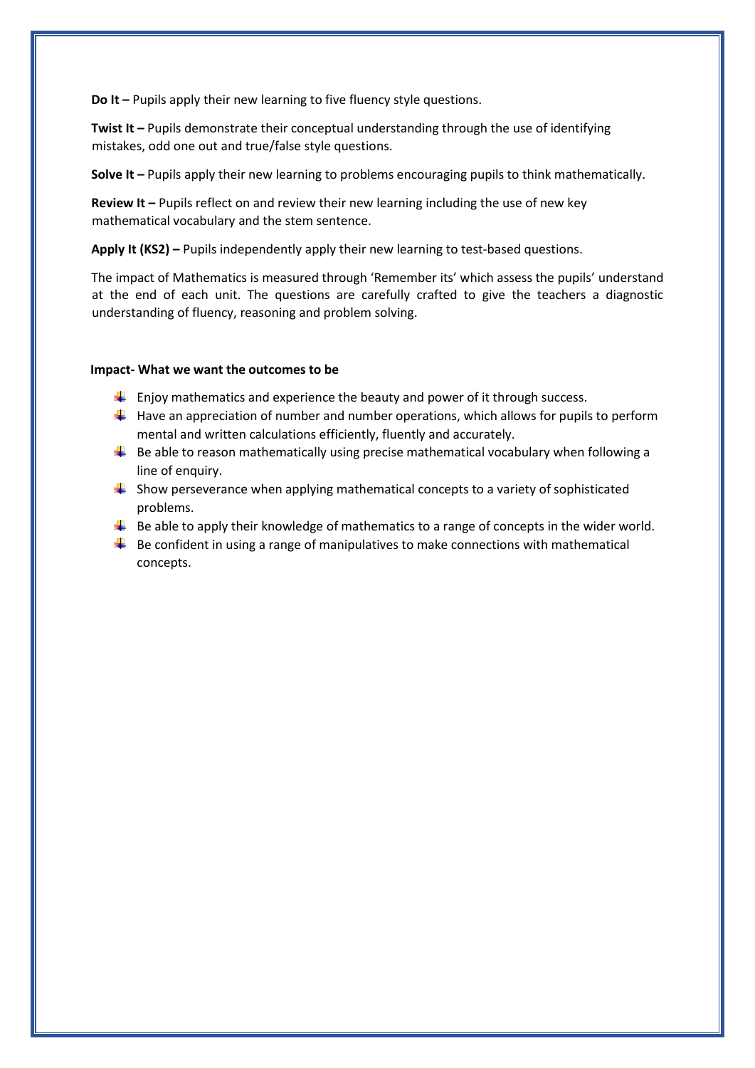**Do It –** Pupils apply their new learning to five fluency style questions.

**Twist It –** Pupils demonstrate their conceptual understanding through the use of identifying mistakes, odd one out and true/false style questions.

**Solve It –** Pupils apply their new learning to problems encouraging pupils to think mathematically.

**Review It –** Pupils reflect on and review their new learning including the use of new key mathematical vocabulary and the stem sentence.

**Apply It (KS2) –** Pupils independently apply their new learning to test-based questions.

The impact of Mathematics is measured through 'Remember its' which assess the pupils' understand at the end of each unit. The questions are carefully crafted to give the teachers a diagnostic understanding of fluency, reasoning and problem solving.

**Impact- What we want the outcomes to be**

- Enjoy mathematics and experience the beauty and power of it through success.
- Have an appreciation of number and number operations, which allows for pupils to perform mental and written calculations efficiently, fluently and accurately.
- Be able to reason mathematically using precise mathematical vocabulary when following a line of enquiry.
- Show perseverance when applying mathematical concepts to a variety of sophisticated problems.
- Be able to apply their knowledge of mathematics to a range of concepts in the wider world.
- Be confident in using a range of manipulatives to make connections with mathematical concepts.